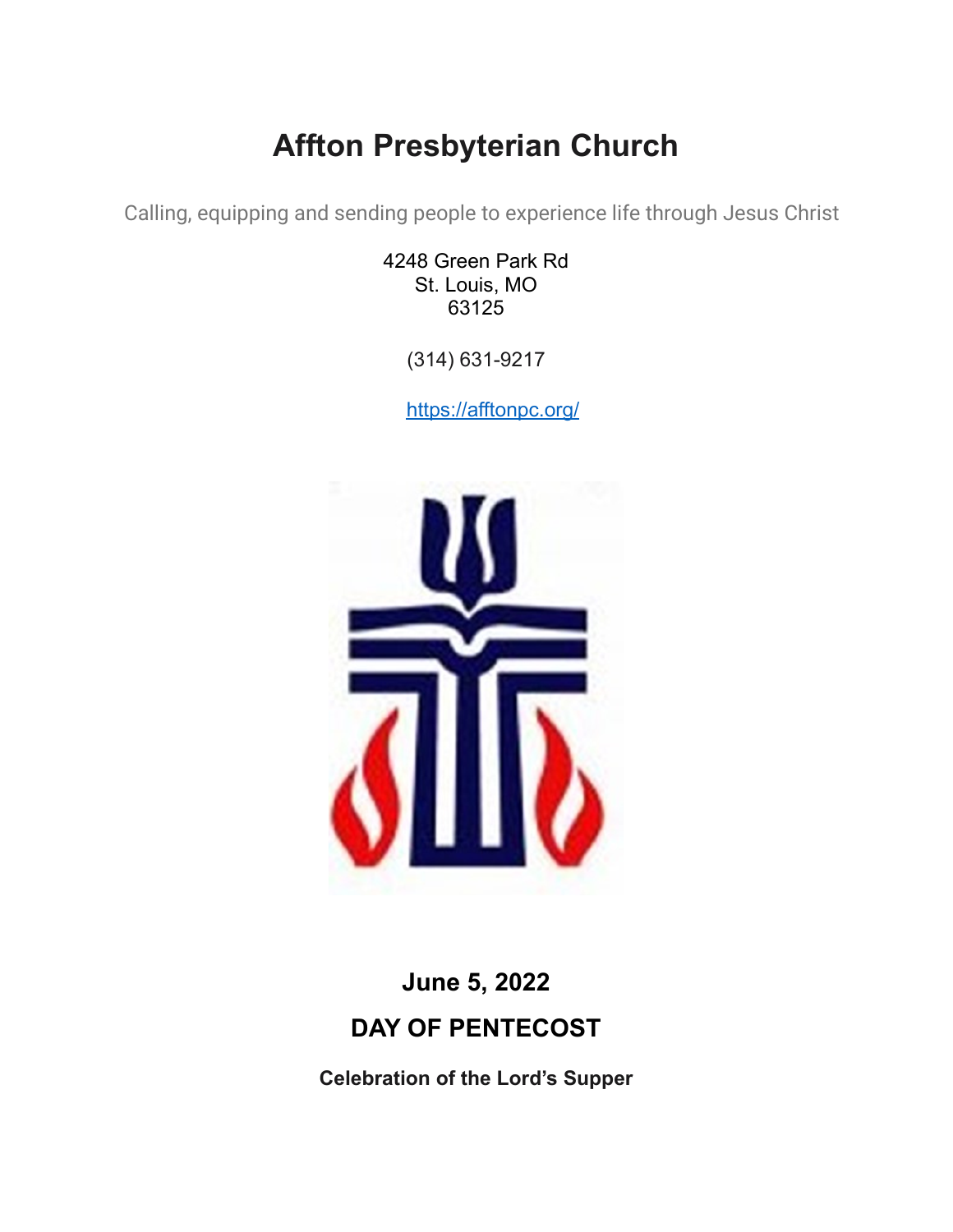# Affton Presbyterian Church

Calling, equipping and sending people to experience life through Jesus Christ

4248 Green Park Rd
St. Louis, MO
63125

(314) 631-9217

https://afftonpc.org/

## June 5, 2022

## DAY OF PENTECOST

**Celebration of the Lord's Supper**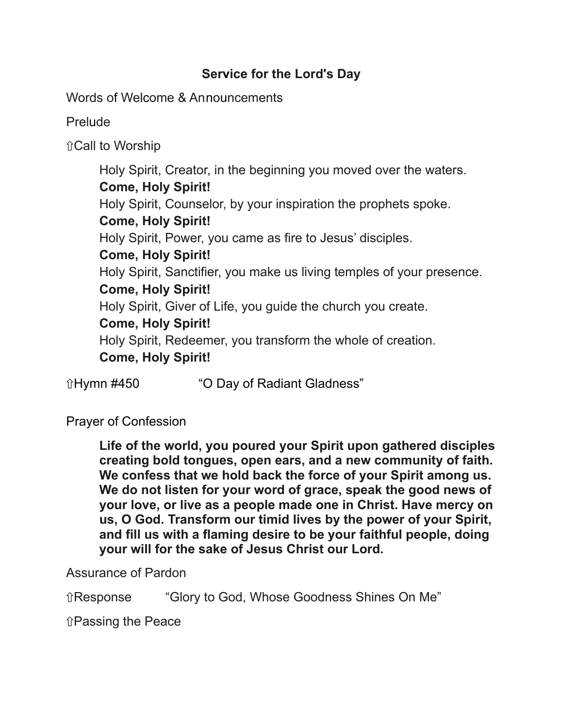## Service for the Lord's Day

Words of Welcome & Announcements

Prelude

⇧Call to Worship

> Holy Spirit, Creator, in the beginning you moved over the waters.
> **Come, Holy Spirit!**
> Holy Spirit, Counselor, by your inspiration the prophets spoke.
> **Come, Holy Spirit!**
> Holy Spirit, Power, you came as fire to Jesus' disciples.
> **Come, Holy Spirit!**
> Holy Spirit, Sanctifier, you make us living temples of your presence.
> **Come, Holy Spirit!**
> Holy Spirit, Giver of Life, you guide the church you create.
> **Come, Holy Spirit!**
> Holy Spirit, Redeemer, you transform the whole of creation.
> **Come, Holy Spirit!**

⇧Hymn #450 "O Day of Radiant Gladness"

Prayer of Confession

> **Life of the world, you poured your Spirit upon gathered disciples creating bold tongues, open ears, and a new community of faith. We confess that we hold back the force of your Spirit among us. We do not listen for your word of grace, speak the good news of your love, or live as a people made one in Christ. Have mercy on us, O God. Transform our timid lives by the power of your Spirit, and fill us with a flaming desire to be your faithful people, doing your will for the sake of Jesus Christ our Lord.**

Assurance of Pardon

⇧Response "Glory to God, Whose Goodness Shines On Me"

⇧Passing the Peace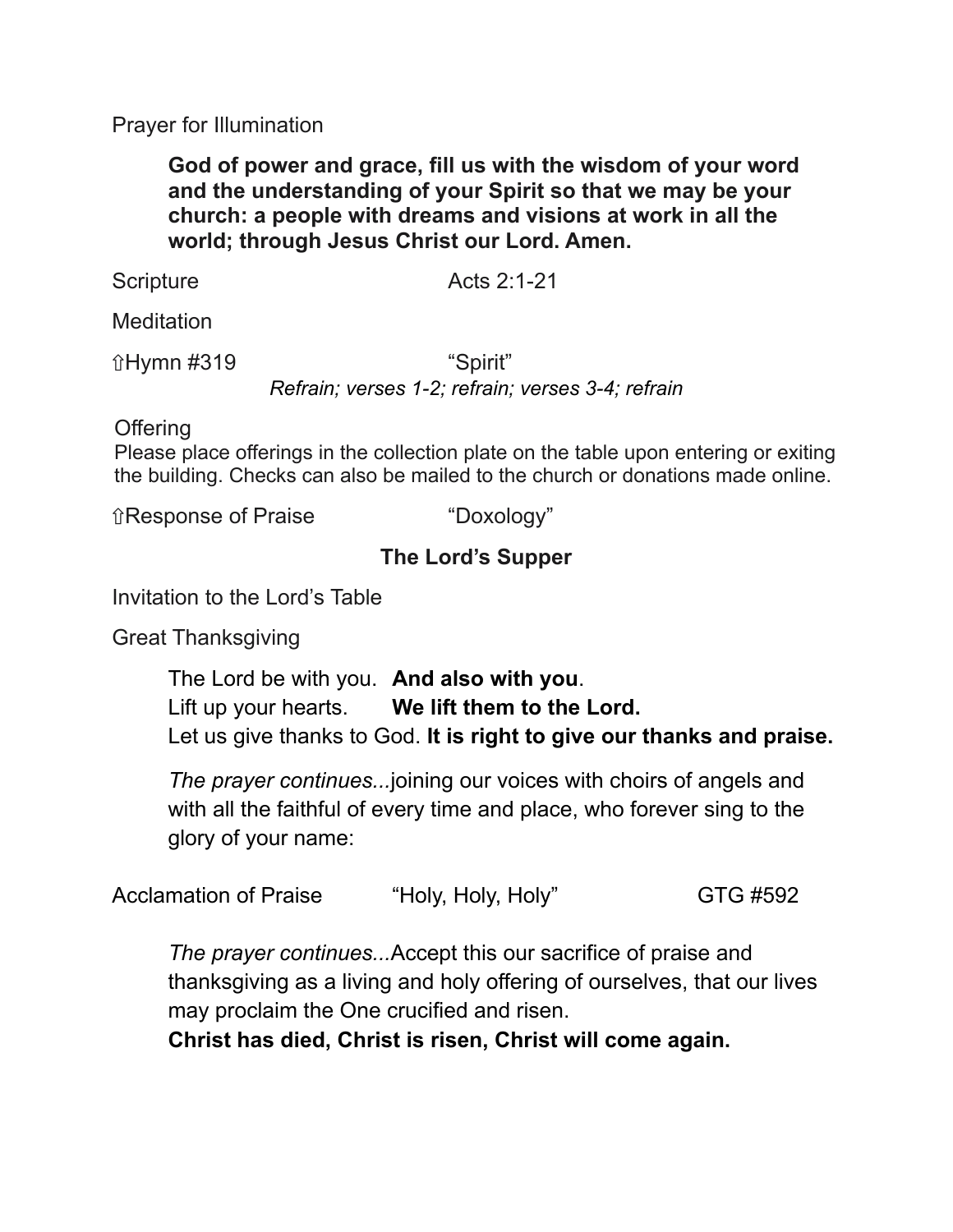Prayer for Illumination

> **God of power and grace, fill us with the wisdom of your word and the understanding of your Spirit so that we may be your church: a people with dreams and visions at work in all the world; through Jesus Christ our Lord. Amen.**

Scripture Acts 2:1-21

Meditation

⇧Hymn #319 "Spirit"
*Refrain; verses 1-2; refrain; verses 3-4; refrain*

Offering
Please place offerings in the collection plate on the table upon entering or exiting the building. Checks can also be mailed to the church or donations made online.

⇧Response of Praise "Doxology"

**The Lord's Supper**

Invitation to the Lord's Table

Great Thanksgiving

> The Lord be with you. **And also with you**.
> Lift up your hearts. **We lift them to the Lord.**
> Let us give thanks to God. **It is right to give our thanks and praise.**
>
> *The prayer continues...*joining our voices with choirs of angels and with all the faithful of every time and place, who forever sing to the glory of your name:

Acclamation of Praise "Holy, Holy, Holy" GTG #592

> *The prayer continues...*Accept this our sacrifice of praise and thanksgiving as a living and holy offering of ourselves, that our lives may proclaim the One crucified and risen.
> **Christ has died, Christ is risen, Christ will come again.**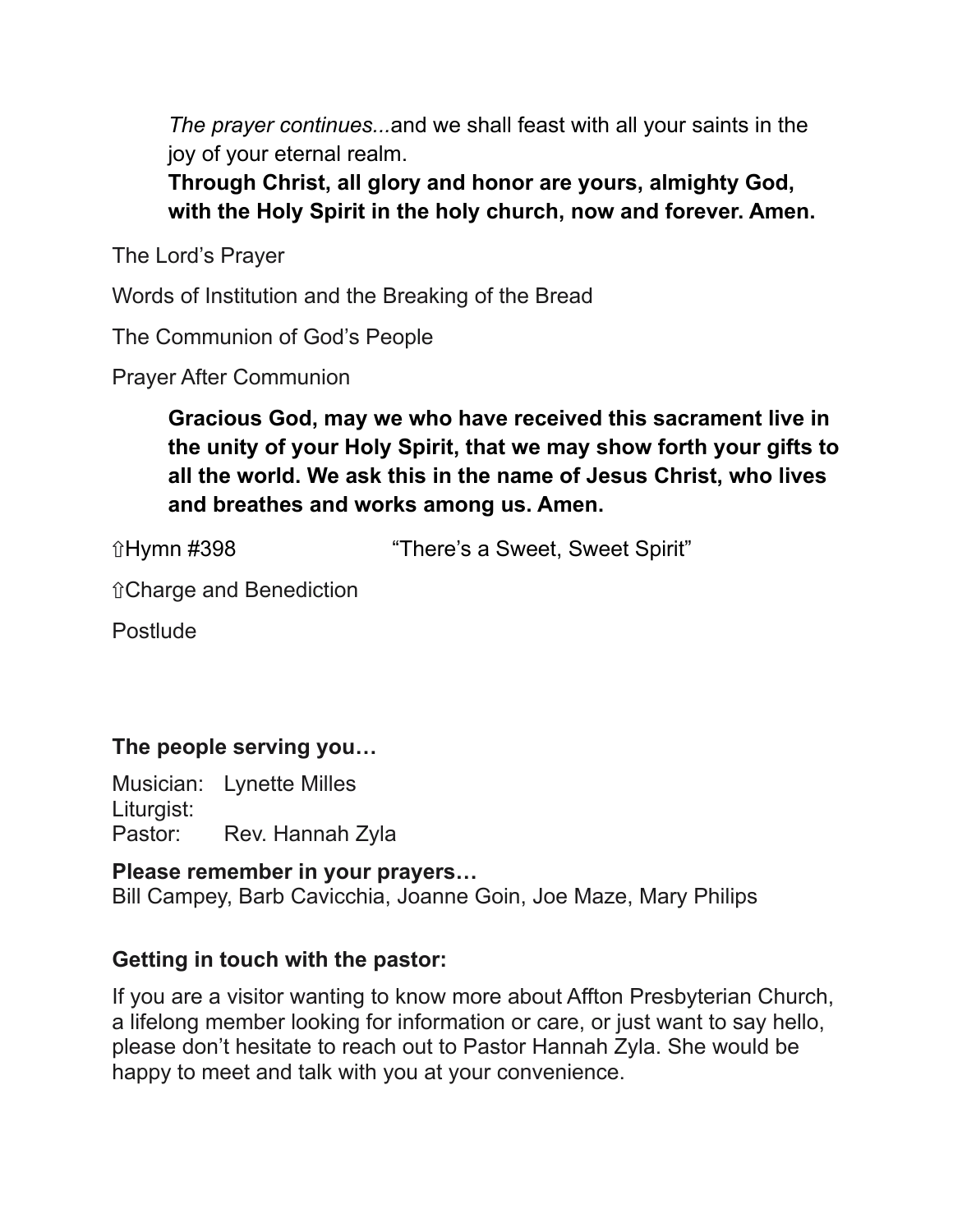*The prayer continues...*and we shall feast with all your saints in the joy of your eternal realm.
**Through Christ, all glory and honor are yours, almighty God, with the Holy Spirit in the holy church, now and forever. Amen.**

The Lord's Prayer

Words of Institution and the Breaking of the Bread

The Communion of God's People

Prayer After Communion

**Gracious God, may we who have received this sacrament live in the unity of your Holy Spirit, that we may show forth your gifts to all the world. We ask this in the name of Jesus Christ, who lives and breathes and works among us. Amen.**

⇧Hymn #398 "There's a Sweet, Sweet Spirit"

⇧Charge and Benediction

Postlude

**The people serving you…**

Musician: Lynette Milles
Liturgist:
Pastor: Rev. Hannah Zyla

**Please remember in your prayers…**
Bill Campey, Barb Cavicchia, Joanne Goin, Joe Maze, Mary Philips

**Getting in touch with the pastor:**

If you are a visitor wanting to know more about Affton Presbyterian Church, a lifelong member looking for information or care, or just want to say hello, please don't hesitate to reach out to Pastor Hannah Zyla. She would be happy to meet and talk with you at your convenience.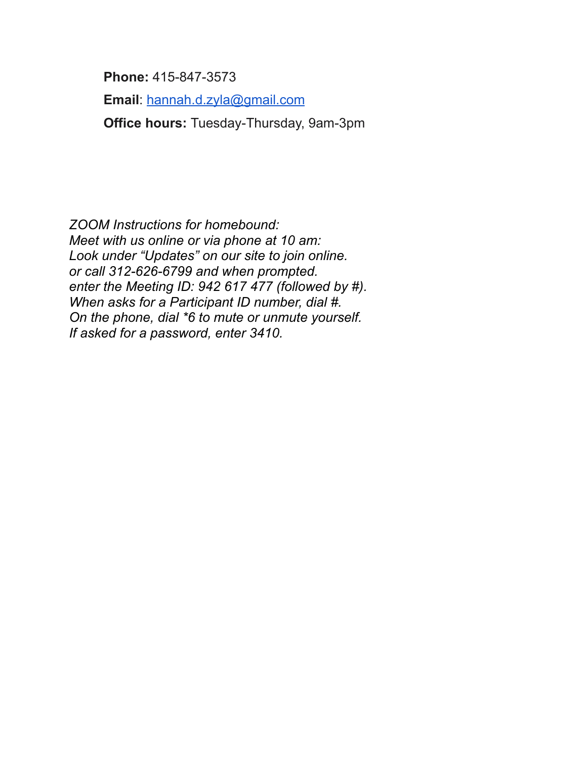**Phone:** 415-847-3573

**Email**: hannah.d.zyla@gmail.com

**Office hours:** Tuesday-Thursday, 9am-3pm

*ZOOM Instructions for homebound:*
*Meet with us online or via phone at 10 am:*
*Look under "Updates" on our site to join online.*
*or call 312-626-6799 and when prompted.*
*enter the Meeting ID: 942 617 477 (followed by #).*
*When asks for a Participant ID number, dial #.*
*On the phone, dial *6 to mute or unmute yourself.*
*If asked for a password, enter 3410.*